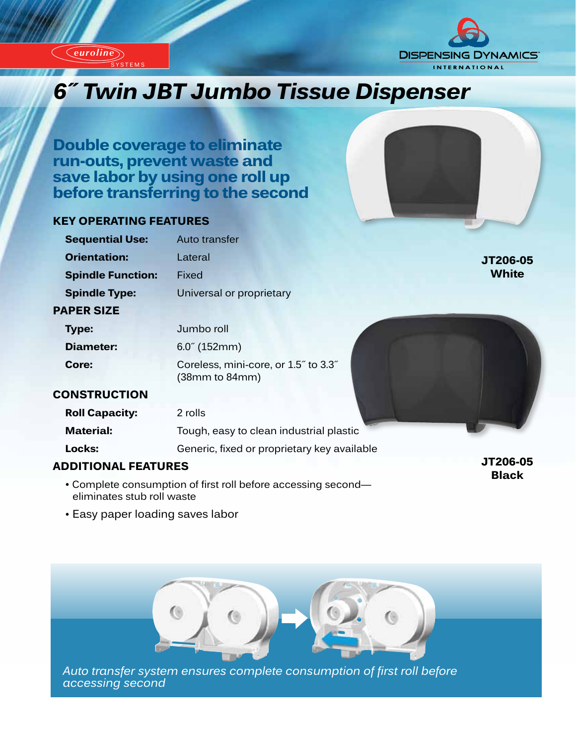euroline SYSTEMS

DISPENSING DYNAMICS INTERNATIONAL

# 6˝ Twin JBT Jumbo Tissue Dispenser

## Double coverage to eliminate run-outs, prevent waste and save labor by using one roll up before transferring to the second

### KEY OPERATING FEATURES

| | |
|---|---|
| **Sequential Use:** | Auto transfer |
| **Orientation:** | Lateral |
| **Spindle Function:** | Fixed |
| **Spindle Type:** | Universal or proprietary |

### PAPER SIZE

| | |
|---|---|
| **Type:** | Jumbo roll |
| **Diameter:** | 6.0˝ (152mm) |
| **Core:** | Coreless, mini-core, or 1.5˝ to 3.3˝ (38mm to 84mm) |

### CONSTRUCTION

| | |
|---|---|
| **Roll Capacity:** | 2 rolls |
| **Material:** | Tough, easy to clean industrial plastic |
| **Locks:** | Generic, fixed or proprietary key available |

### ADDITIONAL FEATURES

- Complete consumption of first roll before accessing second—eliminates stub roll waste
- Easy paper loading saves labor

**JT206-05 White**

**JT206-05 Black**

*Auto transfer system ensures complete consumption of first roll before accessing second*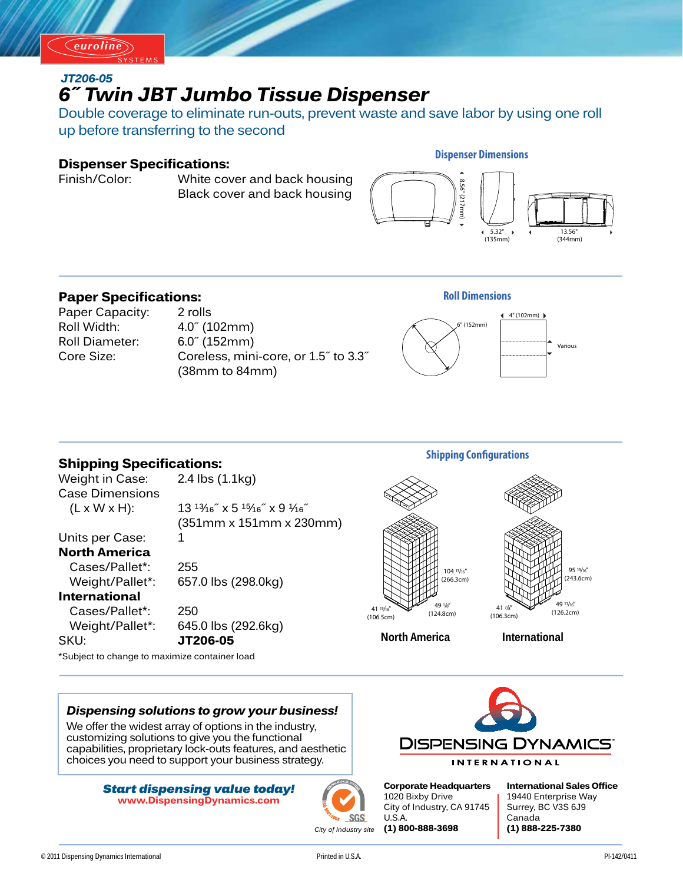euroline SYSTEMS

*JT206-05*

# 6˝ Twin JBT Jumbo Tissue Dispenser

Double coverage to eliminate run-outs, prevent waste and save labor by using one roll up before transferring to the second

## Dispenser Specifications:

| | |
|---|---|
| Finish/Color: | White cover and back housing |
| | Black cover and back housing |

**Dispenser Dimensions**

8.56" (217mm)

5.32" (135mm)

13.56" (344mm)

## Paper Specifications:

| | |
|---|---|
| Paper Capacity: | 2 rolls |
| Roll Width: | 4.0˝ (102mm) |
| Roll Diameter: | 6.0˝ (152mm) |
| Core Size: | Coreless, mini-core, or 1.5˝ to 3.3˝ (38mm to 84mm) |

**Roll Dimensions**

6" (152mm)

4" (102mm)

Various

## Shipping Specifications:

| | |
|---|---|
| Weight in Case: | 2.4 lbs (1.1kg) |
| Case Dimensions (L x W x H): | 13 13⁄16˝ x 5 15⁄16˝ x 9 1⁄16˝ (351mm x 151mm x 230mm) |
| Units per Case: | 1 |
| **North America** | |
| Cases/Pallet*: | 255 |
| Weight/Pallet*: | 657.0 lbs (298.0kg) |
| **International** | |
| Cases/Pallet*: | 250 |
| Weight/Pallet*: | 645.0 lbs (292.6kg) |
| SKU: | **JT206-05** |

*Subject to change to maximize container load

**Shipping Configurations**

104 13⁄16˝ (266.3cm)

41 15⁄16˝ (106.5cm)

49 1⁄8˝ (124.8cm)

**North America**

95 15⁄16˝ (243.6cm)

41 7⁄8˝ (106.3cm)

49 11⁄16˝ (126.2cm)

**International**

***Dispensing solutions to grow your business!***

We offer the widest array of options in the industry, customizing solutions to give you the functional capabilities, proprietary lock-outs features, and aesthetic choices you need to support your business strategy.

***Start dispensing value today!***
**www.DispensingDynamics.com**

ISO 9001:2008 SGS
*City of Industry site*

DISPENSING DYNAMICS™
INTERNATIONAL

**Corporate Headquarters**
1020 Bixby Drive
City of Industry, CA 91745
U.S.A.
**(1) 800-888-3698**

**International Sales Office**
19440 Enterprise Way
Surrey, BC V3S 6J9
Canada
**(1) 888-225-7380**

© 2011 Dispensing Dynamics International    Printed in U.S.A.    PI-142/0411